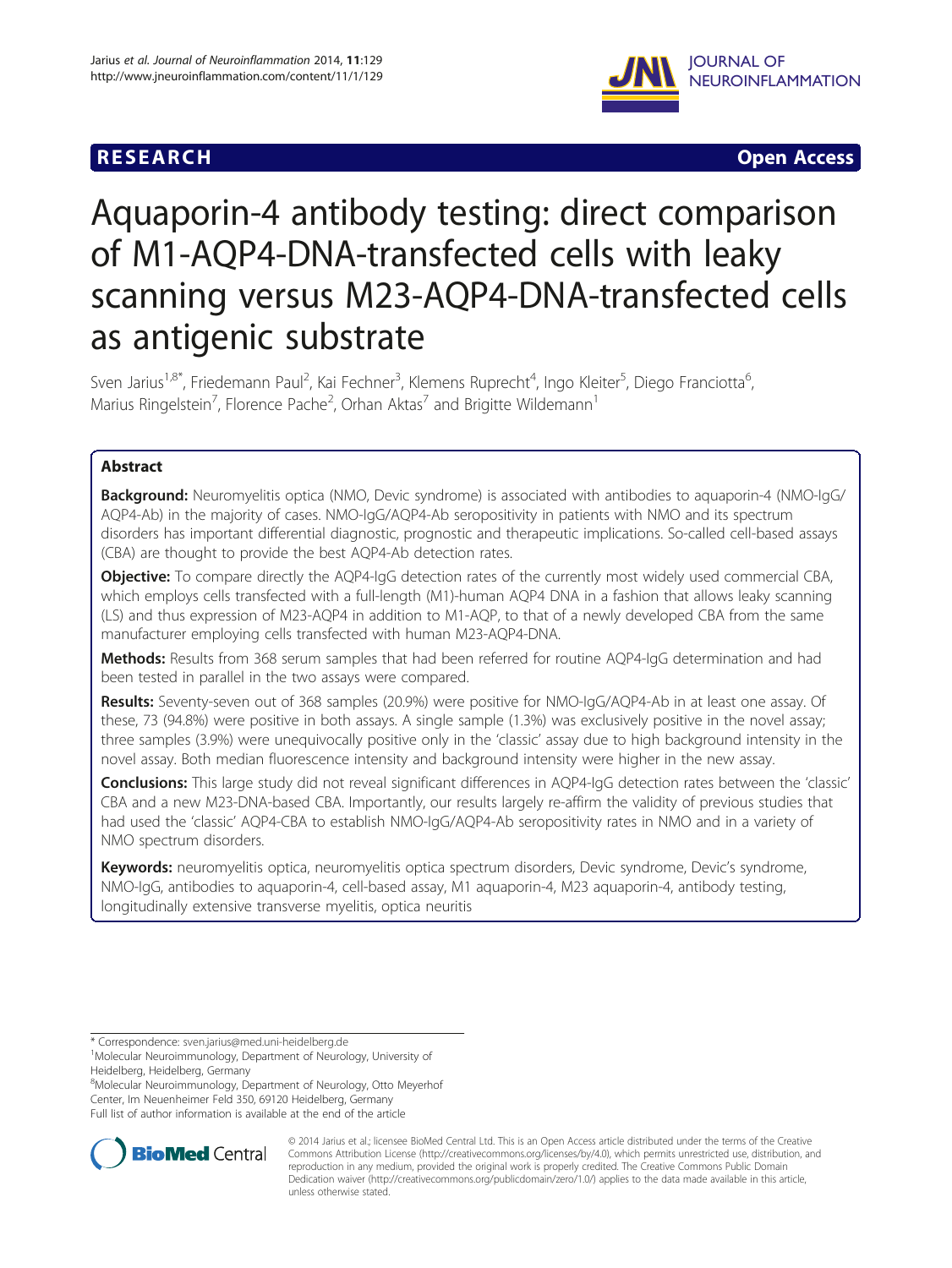RESEARCH Open Access

# Aquaporin-4 antibody testing: direct comparison of M1-AQP4-DNA-transfected cells with leaky scanning versus M23-AQP4-DNA-transfected cells as antigenic substrate

Sven Jarius[1,8*], Friedemann Paul[2], Kai Fechner[3], Klemens Ruprecht[4], Ingo Kleiter[5], Diego Franciotta[6], Marius Ringelstein[7], Florence Pache[2], Orhan Aktas[7] and Brigitte Wildemann[1]

## Abstract

**Background:** Neuromyelitis optica (NMO, Devic syndrome) is associated with antibodies to aquaporin-4 (NMO-IgG/AQP4-Ab) in the majority of cases. NMO-IgG/AQP4-Ab seropositivity in patients with NMO and its spectrum disorders has important differential diagnostic, prognostic and therapeutic implications. So-called cell-based assays (CBA) are thought to provide the best AQP4-Ab detection rates.

**Objective:** To compare directly the AQP4-IgG detection rates of the currently most widely used commercial CBA, which employs cells transfected with a full-length (M1)-human AQP4 DNA in a fashion that allows leaky scanning (LS) and thus expression of M23-AQP4 in addition to M1-AQP, to that of a newly developed CBA from the same manufacturer employing cells transfected with human M23-AQP4-DNA.

**Methods:** Results from 368 serum samples that had been referred for routine AQP4-IgG determination and had been tested in parallel in the two assays were compared.

**Results:** Seventy-seven out of 368 samples (20.9%) were positive for NMO-IgG/AQP4-Ab in at least one assay. Of these, 73 (94.8%) were positive in both assays. A single sample (1.3%) was exclusively positive in the novel assay; three samples (3.9%) were unequivocally positive only in the 'classic' assay due to high background intensity in the novel assay. Both median fluorescence intensity and background intensity were higher in the new assay.

**Conclusions:** This large study did not reveal significant differences in AQP4-IgG detection rates between the 'classic' CBA and a new M23-DNA-based CBA. Importantly, our results largely re-affirm the validity of previous studies that had used the 'classic' AQP4-CBA to establish NMO-IgG/AQP4-Ab seropositivity rates in NMO and in a variety of NMO spectrum disorders.

**Keywords:** neuromyelitis optica, neuromyelitis optica spectrum disorders, Devic syndrome, Devic's syndrome, NMO-IgG, antibodies to aquaporin-4, cell-based assay, M1 aquaporin-4, M23 aquaporin-4, antibody testing, longitudinally extensive transverse myelitis, optica neuritis

* Correspondence: sven.jarius@med.uni-heidelberg.de
[1]Molecular Neuroimmunology, Department of Neurology, University of Heidelberg, Heidelberg, Germany
[8]Molecular Neuroimmunology, Department of Neurology, Otto Meyerhof Center, Im Neuenheimer Feld 350, 69120 Heidelberg, Germany
Full list of author information is available at the end of the article

© 2014 Jarius et al.; licensee BioMed Central Ltd. This is an Open Access article distributed under the terms of the Creative Commons Attribution License (http://creativecommons.org/licenses/by/4.0), which permits unrestricted use, distribution, and reproduction in any medium, provided the original work is properly credited. The Creative Commons Public Domain Dedication waiver (http://creativecommons.org/publicdomain/zero/1.0/) applies to the data made available in this article, unless otherwise stated.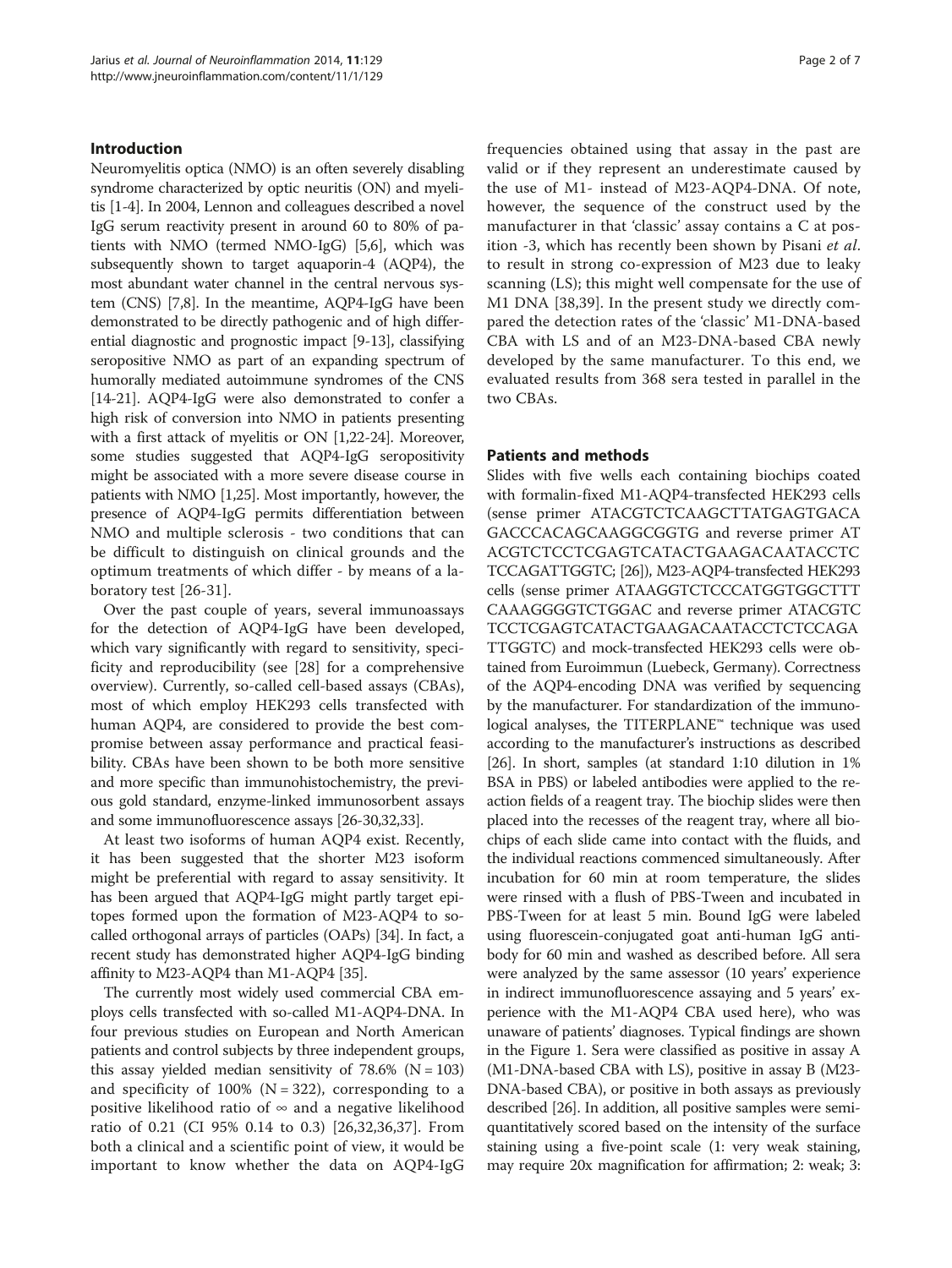## Introduction

Neuromyelitis optica (NMO) is an often severely disabling syndrome characterized by optic neuritis (ON) and myelitis [1-4]. In 2004, Lennon and colleagues described a novel IgG serum reactivity present in around 60 to 80% of patients with NMO (termed NMO-IgG) [5,6], which was subsequently shown to target aquaporin-4 (AQP4), the most abundant water channel in the central nervous system (CNS) [7,8]. In the meantime, AQP4-IgG have been demonstrated to be directly pathogenic and of high differential diagnostic and prognostic impact [9-13], classifying seropositive NMO as part of an expanding spectrum of humorally mediated autoimmune syndromes of the CNS [14-21]. AQP4-IgG were also demonstrated to confer a high risk of conversion into NMO in patients presenting with a first attack of myelitis or ON [1,22-24]. Moreover, some studies suggested that AQP4-IgG seropositivity might be associated with a more severe disease course in patients with NMO [1,25]. Most importantly, however, the presence of AQP4-IgG permits differentiation between NMO and multiple sclerosis - two conditions that can be difficult to distinguish on clinical grounds and the optimum treatments of which differ - by means of a laboratory test [26-31].

Over the past couple of years, several immunoassays for the detection of AQP4-IgG have been developed, which vary significantly with regard to sensitivity, specificity and reproducibility (see [28] for a comprehensive overview). Currently, so-called cell-based assays (CBAs), most of which employ HEK293 cells transfected with human AQP4, are considered to provide the best compromise between assay performance and practical feasibility. CBAs have been shown to be both more sensitive and more specific than immunohistochemistry, the previous gold standard, enzyme-linked immunosorbent assays and some immunofluorescence assays [26-30,32,33].

At least two isoforms of human AQP4 exist. Recently, it has been suggested that the shorter M23 isoform might be preferential with regard to assay sensitivity. It has been argued that AQP4-IgG might partly target epitopes formed upon the formation of M23-AQP4 to so-called orthogonal arrays of particles (OAPs) [34]. In fact, a recent study has demonstrated higher AQP4-IgG binding affinity to M23-AQP4 than M1-AQP4 [35].

The currently most widely used commercial CBA employs cells transfected with so-called M1-AQP4-DNA. In four previous studies on European and North American patients and control subjects by three independent groups, this assay yielded median sensitivity of 78.6% (N = 103) and specificity of 100% (N = 322), corresponding to a positive likelihood ratio of ∞ and a negative likelihood ratio of 0.21 (CI 95% 0.14 to 0.3) [26,32,36,37]. From both a clinical and a scientific point of view, it would be important to know whether the data on AQP4-IgG frequencies obtained using that assay in the past are valid or if they represent an underestimate caused by the use of M1- instead of M23-AQP4-DNA. Of note, however, the sequence of the construct used by the manufacturer in that 'classic' assay contains a C at position -3, which has recently been shown by Pisani *et al.* to result in strong co-expression of M23 due to leaky scanning (LS); this might well compensate for the use of M1 DNA [38,39]. In the present study we directly compared the detection rates of the 'classic' M1-DNA-based CBA with LS and of an M23-DNA-based CBA newly developed by the same manufacturer. To this end, we evaluated results from 368 sera tested in parallel in the two CBAs.

## Patients and methods

Slides with five wells each containing biochips coated with formalin-fixed M1-AQP4-transfected HEK293 cells (sense primer ATACGTCTCAAGCTTATGAGTGACAGACCCACAGCAAGGCGGTG and reverse primer ATACGTCTCCTCGAGTCATACTGAAGACAATACCTCTCCAGATTGGTC; [26]), M23-AQP4-transfected HEK293 cells (sense primer ATAAGGTCTCCCATGGTGGCTTTCAAAGGGGTCTGGAC and reverse primer ATACGTCTCCTCGAGTCATACTGAAGACAATACCTCTCCAGATTGGTC) and mock-transfected HEK293 cells were obtained from Euroimmun (Luebeck, Germany). Correctness of the AQP4-encoding DNA was verified by sequencing by the manufacturer. For standardization of the immunological analyses, the TITERPLANE™ technique was used according to the manufacturer's instructions as described [26]. In short, samples (at standard 1:10 dilution in 1% BSA in PBS) or labeled antibodies were applied to the reaction fields of a reagent tray. The biochip slides were then placed into the recesses of the reagent tray, where all biochips of each slide came into contact with the fluids, and the individual reactions commenced simultaneously. After incubation for 60 min at room temperature, the slides were rinsed with a flush of PBS-Tween and incubated in PBS-Tween for at least 5 min. Bound IgG were labeled using fluorescein-conjugated goat anti-human IgG antibody for 60 min and washed as described before. All sera were analyzed by the same assessor (10 years' experience in indirect immunofluorescence assaying and 5 years' experience with the M1-AQP4 CBA used here), who was unaware of patients' diagnoses. Typical findings are shown in the Figure 1. Sera were classified as positive in assay A (M1-DNA-based CBA with LS), positive in assay B (M23-DNA-based CBA), or positive in both assays as previously described [26]. In addition, all positive samples were semi-quantitatively scored based on the intensity of the surface staining using a five-point scale (1: very weak staining, may require 20x magnification for affirmation; 2: weak; 3: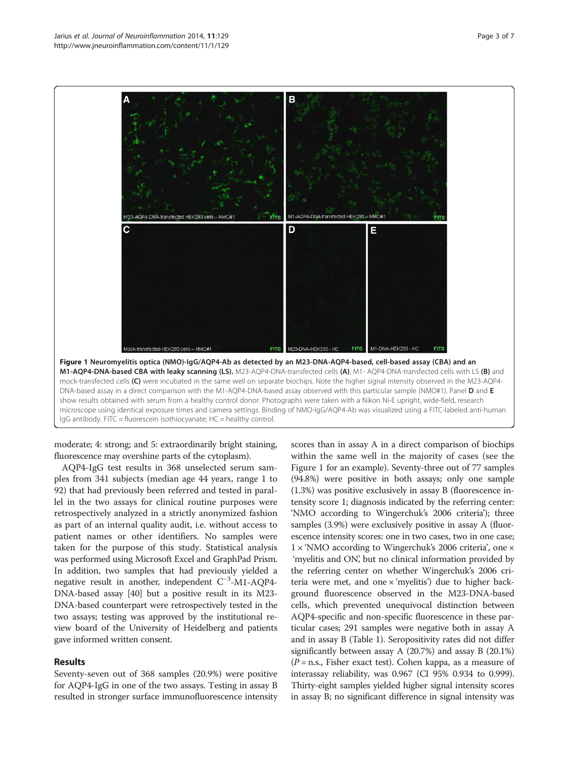**Figure 1 Neuromyelitis optica (NMO)-IgG/AQP4-Ab as detected by an M23-DNA-AQP4-based, cell-based assay (CBA) and an M1-AQP4-DNA-based CBA with leaky scanning (LS).** M23-AQP4-DNA-transfected cells **(A)**, M1- AQP4-DNA-transfected cells with LS **(B)** and mock-transfected cells **(C)** were incubated in the same well on separate biochips. Note the higher signal intensity observed in the M23-AQP4-DNA-based assay in a direct comparison with the M1-AQP4-DNA-based assay observed with this particular sample (NMO#1). Panel **D** and **E** show results obtained with serum from a healthy control donor. Photographs were taken with a Nikon Ni-E upright, wide-field, research microscope using identical exposure times and camera settings. Binding of NMO-IgG/AQP4-Ab was visualized using a FITC-labeled anti-human IgG antibody. FITC = fluorescein isothiocyanate; HC = healthy control.

moderate; 4: strong; and 5: extraordinarily bright staining, fluorescence may overshine parts of the cytoplasm).

AQP4-IgG test results in 368 unselected serum samples from 341 subjects (median age 44 years, range 1 to 92) that had previously been referred and tested in parallel in the two assays for clinical routine purposes were retrospectively analyzed in a strictly anonymized fashion as part of an internal quality audit, i.e. without access to patient names or other identifiers. No samples were taken for the purpose of this study. Statistical analysis was performed using Microsoft Excel and GraphPad Prism. In addition, two samples that had previously yielded a negative result in another, independent $C^{-3}$-M1-AQP4-DNA-based assay [40] but a positive result in its M23-DNA-based counterpart were retrospectively tested in the two assays; testing was approved by the institutional review board of the University of Heidelberg and patients gave informed written consent.

## Results

Seventy-seven out of 368 samples (20.9%) were positive for AQP4-IgG in one of the two assays. Testing in assay B resulted in stronger surface immunofluorescence intensity scores than in assay A in a direct comparison of biochips within the same well in the majority of cases (see the Figure 1 for an example). Seventy-three out of 77 samples (94.8%) were positive in both assays; only one sample (1.3%) was positive exclusively in assay B (fluorescence intensity score 1; diagnosis indicated by the referring center: 'NMO according to Wingerchuk's 2006 criteria'); three samples (3.9%) were exclusively positive in assay A (fluorescence intensity scores: one in two cases, two in one case; 1 × 'NMO according to Wingerchuk's 2006 criteria', one × 'myelitis and ON', but no clinical information provided by the referring center on whether Wingerchuk's 2006 criteria were met, and one × 'myelitis') due to higher background fluorescence observed in the M23-DNA-based cells, which prevented unequivocal distinction between AQP4-specific and non-specific fluorescence in these particular cases; 291 samples were negative both in assay A and in assay B (Table 1). Seropositivity rates did not differ significantly between assay A (20.7%) and assay B (20.1%) ($P$ = n.s., Fisher exact test). Cohen kappa, as a measure of interassay reliability, was 0.967 (CI 95% 0.934 to 0.999). Thirty-eight samples yielded higher signal intensity scores in assay B; no significant difference in signal intensity was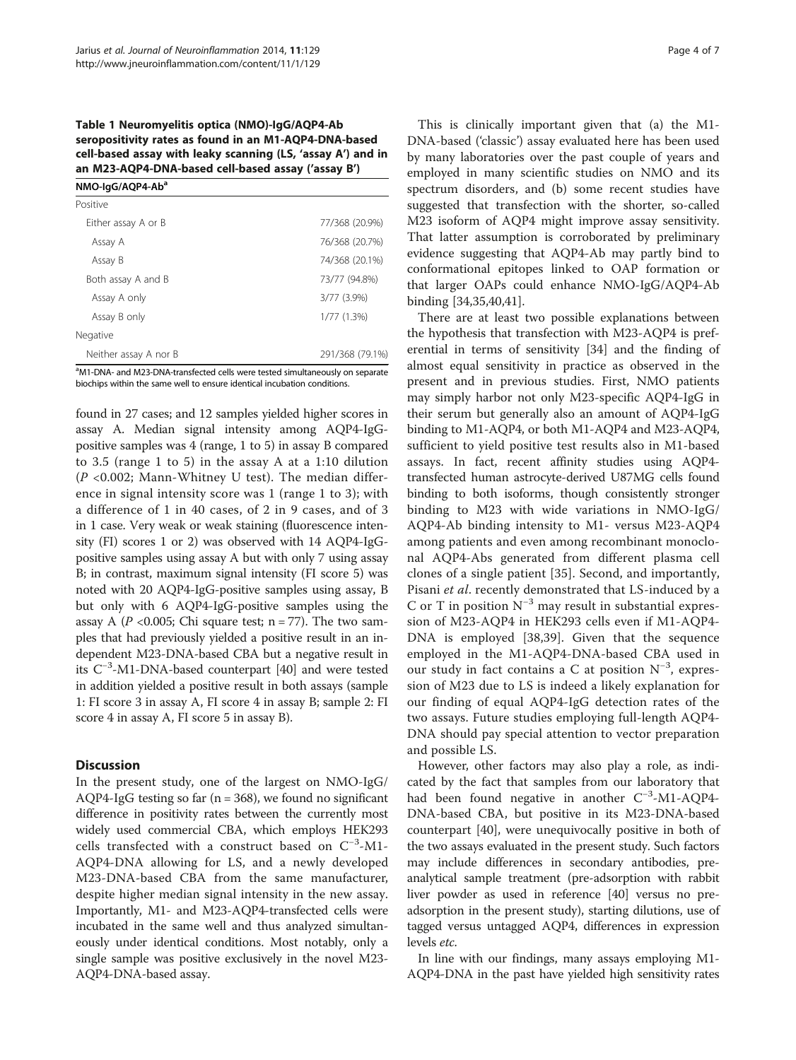**Table 1 Neuromyelitis optica (NMO)-IgG/AQP4-Ab seropositivity rates as found in an M1-AQP4-DNA-based cell-based assay with leaky scanning (LS, 'assay A') and in an M23-AQP4-DNA-based cell-based assay ('assay B')**

| NMO-IgG/AQP4-Ab[a] | |
|---|---|
| Positive | |
| Either assay A or B | 77/368 (20.9%) |
| Assay A | 76/368 (20.7%) |
| Assay B | 74/368 (20.1%) |
| Both assay A and B | 73/77 (94.8%) |
| Assay A only | 3/77 (3.9%) |
| Assay B only | 1/77 (1.3%) |
| Negative | |
| Neither assay A nor B | 291/368 (79.1%) |

[a]M1-DNA- and M23-DNA-transfected cells were tested simultaneously on separate biochips within the same well to ensure identical incubation conditions.

found in 27 cases; and 12 samples yielded higher scores in assay A. Median signal intensity among AQP4-IgG-positive samples was 4 (range, 1 to 5) in assay B compared to 3.5 (range 1 to 5) in the assay A at a 1:10 dilution ($P$ <0.002; Mann-Whitney U test). The median difference in signal intensity score was 1 (range 1 to 3); with a difference of 1 in 40 cases, of 2 in 9 cases, and of 3 in 1 case. Very weak or weak staining (fluorescence intensity (FI) scores 1 or 2) was observed with 14 AQP4-IgG-positive samples using assay A but with only 7 using assay B; in contrast, maximum signal intensity (FI score 5) was noted with 20 AQP4-IgG-positive samples using assay, B but only with 6 AQP4-IgG-positive samples using the assay A ($P$ <0.005; Chi square test; n = 77). The two samples that had previously yielded a positive result in an independent M23-DNA-based CBA but a negative result in its $C^{-3}$-M1-DNA-based counterpart [40] and were tested in addition yielded a positive result in both assays (sample 1: FI score 3 in assay A, FI score 4 in assay B; sample 2: FI score 4 in assay A, FI score 5 in assay B).

## Discussion

In the present study, one of the largest on NMO-IgG/AQP4-IgG testing so far (n = 368), we found no significant difference in positivity rates between the currently most widely used commercial CBA, which employs HEK293 cells transfected with a construct based on $C^{-3}$-M1-AQP4-DNA allowing for LS, and a newly developed M23-DNA-based CBA from the same manufacturer, despite higher median signal intensity in the new assay. Importantly, M1- and M23-AQP4-transfected cells were incubated in the same well and thus analyzed simultaneously under identical conditions. Most notably, only a single sample was positive exclusively in the novel M23-AQP4-DNA-based assay.

This is clinically important given that (a) the M1-DNA-based ('classic') assay evaluated here has been used by many laboratories over the past couple of years and employed in many scientific studies on NMO and its spectrum disorders, and (b) some recent studies have suggested that transfection with the shorter, so-called M23 isoform of AQP4 might improve assay sensitivity. That latter assumption is corroborated by preliminary evidence suggesting that AQP4-Ab may partly bind to conformational epitopes linked to OAP formation or that larger OAPs could enhance NMO-IgG/AQP4-Ab binding [34,35,40,41].

There are at least two possible explanations between the hypothesis that transfection with M23-AQP4 is preferential in terms of sensitivity [34] and the finding of almost equal sensitivity in practice as observed in the present and in previous studies. First, NMO patients may simply harbor not only M23-specific AQP4-IgG in their serum but generally also an amount of AQP4-IgG binding to M1-AQP4, or both M1-AQP4 and M23-AQP4, sufficient to yield positive test results also in M1-based assays. In fact, recent affinity studies using AQP4-transfected human astrocyte-derived U87MG cells found binding to both isoforms, though consistently stronger binding to M23 with wide variations in NMO-IgG/AQP4-Ab binding intensity to M1- versus M23-AQP4 among patients and even among recombinant monoclonal AQP4-Abs generated from different plasma cell clones of a single patient [35]. Second, and importantly, Pisani *et al*. recently demonstrated that LS-induced by a C or T in position $N^{-3}$ may result in substantial expression of M23-AQP4 in HEK293 cells even if M1-AQP4-DNA is employed [38,39]. Given that the sequence employed in the M1-AQP4-DNA-based CBA used in our study in fact contains a C at position $N^{-3}$, expression of M23 due to LS is indeed a likely explanation for our finding of equal AQP4-IgG detection rates of the two assays. Future studies employing full-length AQP4-DNA should pay special attention to vector preparation and possible LS.

However, other factors may also play a role, as indicated by the fact that samples from our laboratory that had been found negative in another $C^{-3}$-M1-AQP4-DNA-based CBA, but positive in its M23-DNA-based counterpart [40], were unequivocally positive in both of the two assays evaluated in the present study. Such factors may include differences in secondary antibodies, preanalytical sample treatment (pre-adsorption with rabbit liver powder as used in reference [40] versus no preadsorption in the present study), starting dilutions, use of tagged versus untagged AQP4, differences in expression levels *etc.*

In line with our findings, many assays employing M1-AQP4-DNA in the past have yielded high sensitivity rates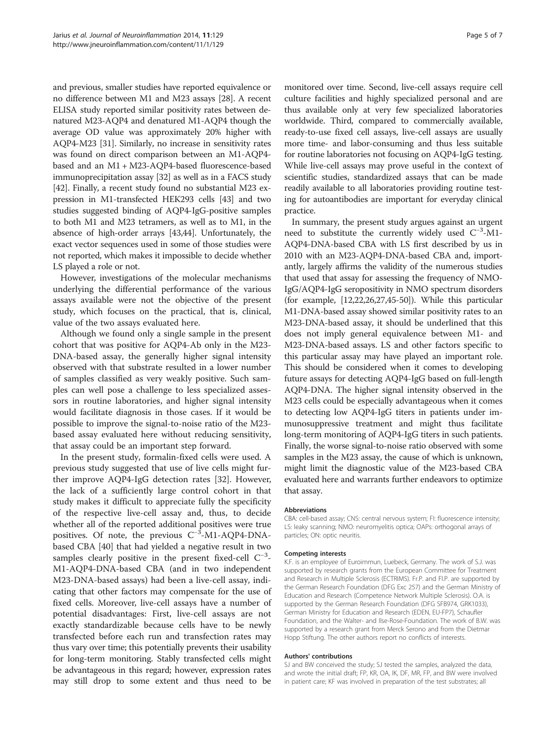and previous, smaller studies have reported equivalence or no difference between M1 and M23 assays [28]. A recent ELISA study reported similar positivity rates between denatured M23-AQP4 and denatured M1-AQP4 though the average OD value was approximately 20% higher with AQP4-M23 [31]. Similarly, no increase in sensitivity rates was found on direct comparison between an M1-AQP4-based and an M1 + M23-AQP4-based fluorescence-based immunoprecipitation assay [32] as well as in a FACS study [42]. Finally, a recent study found no substantial M23 expression in M1-transfected HEK293 cells [43] and two studies suggested binding of AQP4-IgG-positive samples to both M1 and M23 tetramers, as well as to M1, in the absence of high-order arrays [43,44]. Unfortunately, the exact vector sequences used in some of those studies were not reported, which makes it impossible to decide whether LS played a role or not.

However, investigations of the molecular mechanisms underlying the differential performance of the various assays available were not the objective of the present study, which focuses on the practical, that is, clinical, value of the two assays evaluated here.

Although we found only a single sample in the present cohort that was positive for AQP4-Ab only in the M23-DNA-based assay, the generally higher signal intensity observed with that substrate resulted in a lower number of samples classified as very weakly positive. Such samples can well pose a challenge to less specialized assessors in routine laboratories, and higher signal intensity would facilitate diagnosis in those cases. If it would be possible to improve the signal-to-noise ratio of the M23-based assay evaluated here without reducing sensitivity, that assay could be an important step forward.

In the present study, formalin-fixed cells were used. A previous study suggested that use of live cells might further improve AQP4-IgG detection rates [32]. However, the lack of a sufficiently large control cohort in that study makes it difficult to appreciate fully the specificity of the respective live-cell assay and, thus, to decide whether all of the reported additional positives were true positives. Of note, the previous $C^{-3}$-M1-AQP4-DNA-based CBA [40] that had yielded a negative result in two samples clearly positive in the present fixed-cell $C^{-3}$-M1-AQP4-DNA-based CBA (and in two independent M23-DNA-based assays) had been a live-cell assay, indicating that other factors may compensate for the use of fixed cells. Moreover, live-cell assays have a number of potential disadvantages: First, live-cell assays are not exactly standardizable because cells have to be newly transfected before each run and transfection rates may thus vary over time; this potentially prevents their usability for long-term monitoring. Stably transfected cells might be advantageous in this regard; however, expression rates may still drop to some extent and thus need to be monitored over time. Second, live-cell assays require cell culture facilities and highly specialized personal and are thus available only at very few specialized laboratories worldwide. Third, compared to commercially available, ready-to-use fixed cell assays, live-cell assays are usually more time- and labor-consuming and thus less suitable for routine laboratories not focusing on AQP4-IgG testing. While live-cell assays may prove useful in the context of scientific studies, standardized assays that can be made readily available to all laboratories providing routine testing for autoantibodies are important for everyday clinical practice.

In summary, the present study argues against an urgent need to substitute the currently widely used $C^{-3}$-M1-AQP4-DNA-based CBA with LS first described by us in 2010 with an M23-AQP4-DNA-based CBA and, importantly, largely affirms the validity of the numerous studies that used that assay for assessing the frequency of NMO-IgG/AQP4-IgG seropositivity in NMO spectrum disorders (for example, [12,22,26,27,45-50]). While this particular M1-DNA-based assay showed similar positivity rates to an M23-DNA-based assay, it should be underlined that this does not imply general equivalence between M1- and M23-DNA-based assays. LS and other factors specific to this particular assay may have played an important role. This should be considered when it comes to developing future assays for detecting AQP4-IgG based on full-length AQP4-DNA. The higher signal intensity observed in the M23 cells could be especially advantageous when it comes to detecting low AQP4-IgG titers in patients under immunosuppressive treatment and might thus facilitate long-term monitoring of AQP4-IgG titers in such patients. Finally, the worse signal-to-noise ratio observed with some samples in the M23 assay, the cause of which is unknown, might limit the diagnostic value of the M23-based CBA evaluated here and warrants further endeavors to optimize that assay.

#### Abbreviations

CBA: cell-based assay; CNS: central nervous system; FI: fluorescence intensity; LS: leaky scanning; NMO: neuromyelitis optica; OAPs: orthogonal arrays of particles; ON: optic neuritis.

#### Competing interests

K.F. is an employee of Euroimmun, Luebeck, Germany. The work of S.J. was supported by research grants from the European Committee for Treatment and Research in Multiple Sclerosis (ECTRIMS). Fr.P. and Fl.P. are supported by the German Research Foundation (DFG Exc 257) and the German Ministry of Education and Research (Competence Network Multiple Sclerosis). O.A. is supported by the German Research Foundation (DFG SFB974, GRK1033), German Ministry for Education and Research (EDEN, EU-FP7), Schaufler Foundation, and the Walter- and Ilse-Rose-Foundation. The work of B.W. was supported by a research grant from Merck Serono and from the Dietmar Hopp Stiftung. The other authors report no conflicts of interests.

#### Authors' contributions

SJ and BW conceived the study; SJ tested the samples, analyzed the data, and wrote the initial draft; FP, KR, OA, IK, DF, MR, FP, and BW were involved in patient care; KF was involved in preparation of the test substrates; all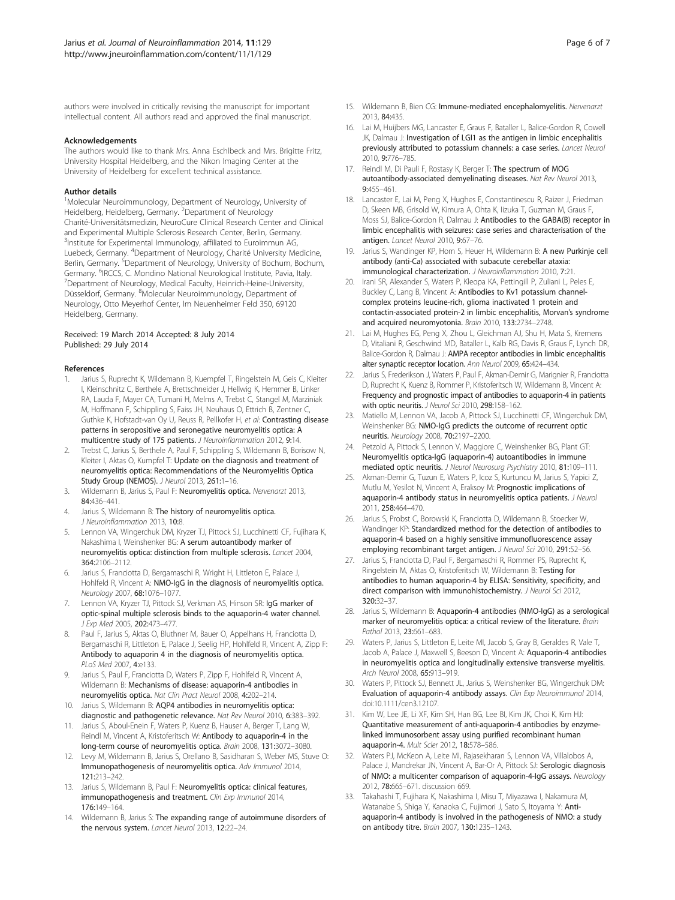authors were involved in critically revising the manuscript for important intellectual content. All authors read and approved the final manuscript.

#### Acknowledgements

The authors would like to thank Mrs. Anna Eschlbeck and Mrs. Brigitte Fritz, University Hospital Heidelberg, and the Nikon Imaging Center at the University of Heidelberg for excellent technical assistance.

#### Author details

[1]Molecular Neuroimmunology, Department of Neurology, University of Heidelberg, Heidelberg, Germany. [2]Department of Neurology Charité-Universitätsmedizin, NeuroCure Clinical Research Center and Clinical and Experimental Multiple Sclerosis Research Center, Berlin, Germany. [3]Institute for Experimental Immunology, affiliated to Euroimmun AG, Luebeck, Germany. [4]Department of Neurology, Charité University Medicine, Berlin, Germany. [5]Department of Neurology, University of Bochum, Bochum, Germany. [6]IRCCS, C. Mondino National Neurological Institute, Pavia, Italy. [7]Department of Neurology, Medical Faculty, Heinrich-Heine-University, Düsseldorf, Germany. [8]Molecular Neuroimmunology, Department of Neurology, Otto Meyerhof Center, Im Neuenheimer Feld 350, 69120 Heidelberg, Germany.

Received: 19 March 2014 Accepted: 8 July 2014
Published: 29 July 2014

#### References

1. Jarius S, Ruprecht K, Wildemann B, Kuempfel T, Ringelstein M, Geis C, Kleiter I, Kleinschnitz C, Berthele A, Brettschneider J, Hellwig K, Hemmer B, Linker RA, Lauda F, Mayer CA, Tumani H, Melms A, Trebst C, Stangel M, Marziniak M, Hoffmann F, Schippling S, Faiss JH, Neuhaus O, Ettrich B, Zentner C, Guthke K, Hofstadt-van Oy U, Reuss R, Pellkofer H, *et al*: **Contrasting disease patterns in seropositive and seronegative neuromyelitis optica: A multicentre study of 175 patients.** *J Neuroinflammation* 2012, **9:**14.
2. Trebst C, Jarius S, Berthele A, Paul F, Schippling S, Wildemann B, Borisow N, Kleiter I, Aktas O, Kumpfel T: **Update on the diagnosis and treatment of neuromyelitis optica: Recommendations of the Neuromyelitis Optica Study Group (NEMOS).** *J Neurol* 2013, **261:**1–16.
3. Wildemann B, Jarius S, Paul F: **Neuromyelitis optica.** *Nervenarzt* 2013, **84:**436–441.
4. Jarius S, Wildemann B: **The history of neuromyelitis optica.** *J Neuroinflammation* 2013, **10:**8.
5. Lennon VA, Wingerchuk DM, Kryzer TJ, Pittock SJ, Lucchinetti CF, Fujihara K, Nakashima I, Weinshenker BG: **A serum autoantibody marker of neuromyelitis optica: distinction from multiple sclerosis.** *Lancet* 2004, **364:**2106–2112.
6. Jarius S, Franciotta D, Bergamaschi R, Wright H, Littleton E, Palace J, Hohlfeld R, Vincent A: **NMO-IgG in the diagnosis of neuromyelitis optica.** *Neurology* 2007, **68:**1076–1077.
7. Lennon VA, Kryzer TJ, Pittock SJ, Verkman AS, Hinson SR: **IgG marker of optic-spinal multiple sclerosis binds to the aquaporin-4 water channel.** *J Exp Med* 2005, **202:**473–477.
8. Paul F, Jarius S, Aktas O, Bluthner M, Bauer O, Appelhans H, Franciotta D, Bergamaschi R, Littleton E, Palace J, Seelig HP, Hohlfeld R, Vincent A, Zipp F: **Antibody to aquaporin 4 in the diagnosis of neuromyelitis optica.** *PLoS Med* 2007, **4:**e133.
9. Jarius S, Paul F, Franciotta D, Waters P, Zipp F, Hohlfeld R, Vincent A, Wildemann B: **Mechanisms of disease: aquaporin-4 antibodies in neuromyelitis optica.** *Nat Clin Pract Neurol* 2008, **4:**202–214.
10. Jarius S, Wildemann B: **AQP4 antibodies in neuromyelitis optica: diagnostic and pathogenetic relevance.** *Nat Rev Neurol* 2010, **6:**383–392.
11. Jarius S, Aboul-Enein F, Waters P, Kuenz B, Hauser A, Berger T, Lang W, Reindl M, Vincent A, Kristoferitsch W: **Antibody to aquaporin-4 in the long-term course of neuromyelitis optica.** *Brain* 2008, **131:**3072–3080.
12. Levy M, Wildemann B, Jarius S, Orellano B, Sasidharan S, Weber MS, Stuve O: **Immunopathogenesis of neuromyelitis optica.** *Adv Immunol* 2014, **121:**213–242.
13. Jarius S, Wildemann B, Paul F: **Neuromyelitis optica: clinical features, immunopathogenesis and treatment.** *Clin Exp Immunol* 2014, **176:**149–164.
14. Wildemann B, Jarius S: **The expanding range of autoimmune disorders of the nervous system.** *Lancet Neurol* 2013, **12:**22–24.
15. Wildemann B, Bien CG: **Immune-mediated encephalomyelitis.** *Nervenarzt* 2013, **84:**435.
16. Lai M, Huijbers MG, Lancaster E, Graus F, Bataller L, Balice-Gordon R, Cowell JK, Dalmau J: **Investigation of LGI1 as the antigen in limbic encephalitis previously attributed to potassium channels: a case series.** *Lancet Neurol* 2010, **9:**776–785.
17. Reindl M, Di Pauli F, Rostasy K, Berger T: **The spectrum of MOG autoantibody-associated demyelinating diseases.** *Nat Rev Neurol* 2013, **9:**455–461.
18. Lancaster E, Lai M, Peng X, Hughes E, Constantinescu R, Raizer J, Friedman D, Skeen MB, Grisold W, Kimura A, Ohta K, Iizuka T, Guzman M, Graus F, Moss SJ, Balice-Gordon R, Dalmau J: **Antibodies to the GABA(B) receptor in limbic encephalitis with seizures: case series and characterisation of the antigen.** *Lancet Neurol* 2010, **9:**67–76.
19. Jarius S, Wandinger KP, Horn S, Heuer H, Wildemann B: **A new Purkinje cell antibody (anti-Ca) associated with subacute cerebellar ataxia: immunological characterization.** *J Neuroinflammation* 2010, **7:**21.
20. Irani SR, Alexander S, Waters P, Kleopa KA, Pettingill P, Zuliani L, Peles E, Buckley C, Lang B, Vincent A: **Antibodies to Kv1 potassium channel-complex proteins leucine-rich, glioma inactivated 1 protein and contactin-associated protein-2 in limbic encephalitis, Morvan's syndrome and acquired neuromyotonia.** *Brain* 2010, **133:**2734–2748.
21. Lai M, Hughes EG, Peng X, Zhou L, Gleichman AJ, Shu H, Mata S, Kremens D, Vitaliani R, Geschwind MD, Bataller L, Kalb RG, Davis R, Graus F, Lynch DR, Balice-Gordon R, Dalmau J: **AMPA receptor antibodies in limbic encephalitis alter synaptic receptor location.** *Ann Neurol* 2009, **65:**424–434.
22. Jarius S, Frederikson J, Waters P, Paul F, Akman-Demir G, Marignier R, Franciotta D, Ruprecht K, Kuenz B, Rommer P, Kristoferitsch W, Wildemann B, Vincent A: **Frequency and prognostic impact of antibodies to aquaporin-4 in patients with optic neuritis.** *J Neurol Sci* 2010, **298:**158–162.
23. Matiello M, Lennon VA, Jacob A, Pittock SJ, Lucchinetti CF, Wingerchuk DM, Weinshenker BG: **NMO-IgG predicts the outcome of recurrent optic neuritis.** *Neurology* 2008, **70:**2197–2200.
24. Petzold A, Pittock S, Lennon V, Maggiore C, Weinshenker BG, Plant GT: **Neuromyelitis optica-IgG (aquaporin-4) autoantibodies in immune mediated optic neuritis.** *J Neurol Neurosurg Psychiatry* 2010, **81:**109–111.
25. Akman-Demir G, Tuzun E, Waters P, Icoz S, Kurtuncu M, Jarius S, Yapici Z, Mutlu M, Yesilot N, Vincent A, Eraksoy M: **Prognostic implications of aquaporin-4 antibody status in neuromyelitis optica patients.** *J Neurol* 2011, **258:**464–470.
26. Jarius S, Probst C, Borowski K, Franciotta D, Wildemann B, Stoecker W, Wandinger KP: **Standardized method for the detection of antibodies to aquaporin-4 based on a highly sensitive immunofluorescence assay employing recombinant target antigen.** *J Neurol Sci* 2010, **291:**52–56.
27. Jarius S, Franciotta D, Paul F, Bergamaschi R, Rommer PS, Ruprecht K, Ringelstein M, Aktas O, Kristoferitsch W, Wildemann B: **Testing for antibodies to human aquaporin-4 by ELISA: Sensitivity, specificity, and direct comparison with immunohistochemistry.** *J Neurol Sci* 2012, **320:**32–37.
28. Jarius S, Wildemann B: **Aquaporin-4 antibodies (NMO-IgG) as a serological marker of neuromyelitis optica: a critical review of the literature.** *Brain Pathol* 2013, **23:**661–683.
29. Waters P, Jarius S, Littleton E, Leite MI, Jacob S, Gray B, Geraldes R, Vale T, Jacob A, Palace J, Maxwell S, Beeson D, Vincent A: **Aquaporin-4 antibodies in neuromyelitis optica and longitudinally extensive transverse myelitis.** *Arch Neurol* 2008, **65:**913–919.
30. Waters P, Pittock SJ, Bennett JL, Jarius S, Weinshenker BG, Wingerchuk DM: **Evaluation of aquaporin-4 antibody assays.** *Clin Exp Neuroimmunol* 2014, doi:10.1111/cen3.12107.
31. Kim W, Lee JE, Li XF, Kim SH, Han BG, Lee BI, Kim JK, Choi K, Kim HJ: **Quantitative measurement of anti-aquaporin-4 antibodies by enzyme-linked immunosorbent assay using purified recombinant human aquaporin-4.** *Mult Scler* 2012, **18:**578–586.
32. Waters PJ, McKeon A, Leite MI, Rajasekharan S, Lennon VA, Villalobos A, Palace J, Mandrekar JN, Vincent A, Bar-Or A, Pittock SJ: **Serologic diagnosis of NMO: a multicenter comparison of aquaporin-4-IgG assays.** *Neurology* 2012, **78:**665–671. discussion 669.
33. Takahashi T, Fujihara K, Nakashima I, Misu T, Miyazawa I, Nakamura M, Watanabe S, Shiga Y, Kanaoka C, Fujimori J, Sato S, Itoyama Y: **Anti-aquaporin-4 antibody is involved in the pathogenesis of NMO: a study on antibody titre.** *Brain* 2007, **130:**1235–1243.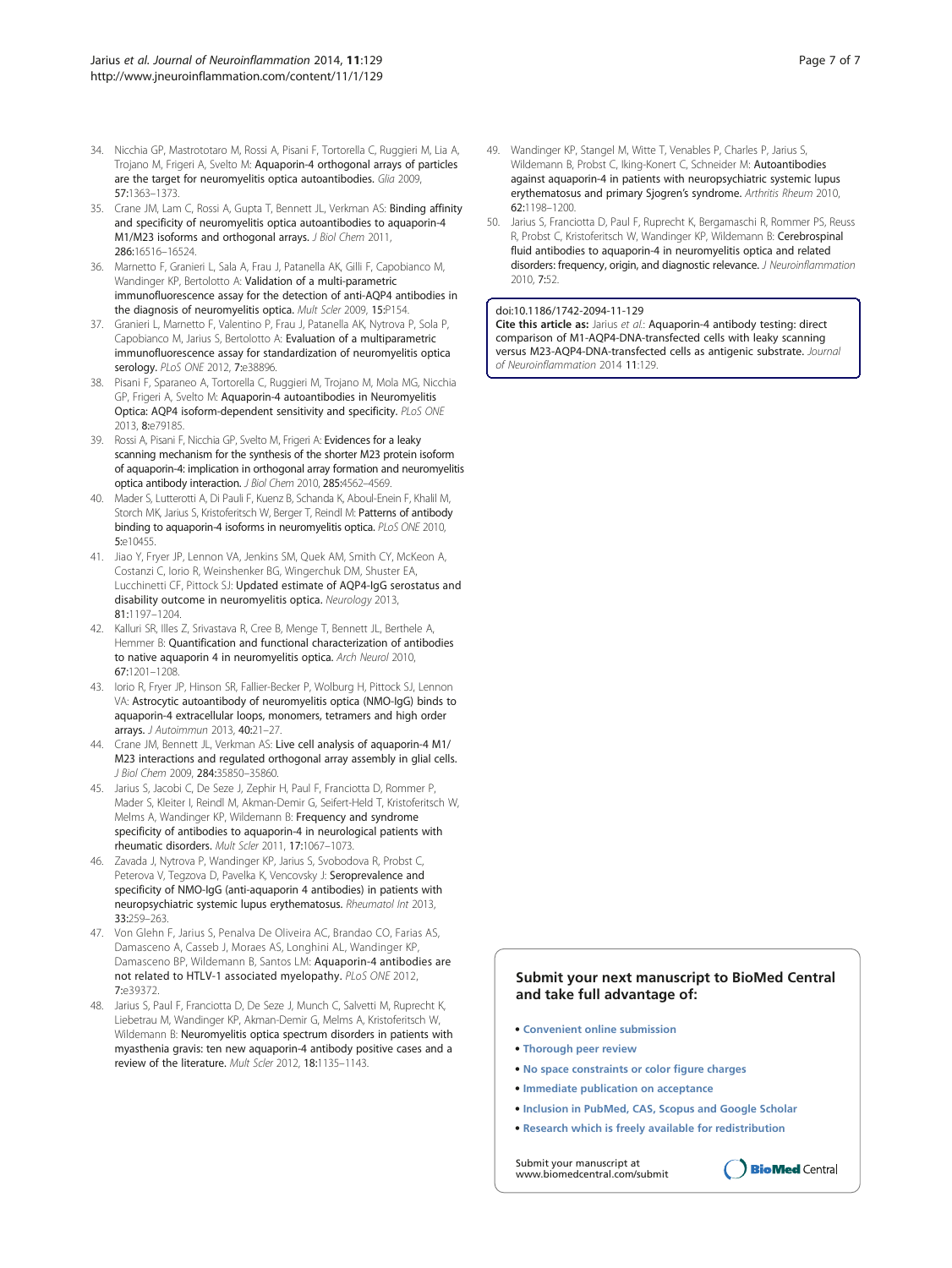34. Nicchia GP, Mastrototaro M, Rossi A, Pisani F, Tortorella C, Ruggieri M, Lia A, Trojano M, Frigeri A, Svelto M: **Aquaporin-4 orthogonal arrays of particles are the target for neuromyelitis optica autoantibodies.** *Glia* 2009, **57:**1363–1373.
35. Crane JM, Lam C, Rossi A, Gupta T, Bennett JL, Verkman AS: **Binding affinity and specificity of neuromyelitis optica autoantibodies to aquaporin-4 M1/M23 isoforms and orthogonal arrays.** *J Biol Chem* 2011, **286:**16516–16524.
36. Marnetto F, Granieri L, Sala A, Frau J, Patanella AK, Gilli F, Capobianco M, Wandinger KP, Bertolotto A: **Validation of a multi-parametric immunofluorescence assay for the detection of anti-AQP4 antibodies in the diagnosis of neuromyelitis optica.** *Mult Scler* 2009, **15:**P154.
37. Granieri L, Marnetto F, Valentino P, Frau J, Patanella AK, Nytrova P, Sola P, Capobianco M, Jarius S, Bertolotto A: **Evaluation of a multiparametric immunofluorescence assay for standardization of neuromyelitis optica serology.** *PLoS ONE* 2012, **7:**e38896.
38. Pisani F, Sparaneo A, Tortorella C, Ruggieri M, Trojano M, Mola MG, Nicchia GP, Frigeri A, Svelto M: **Aquaporin-4 autoantibodies in Neuromyelitis Optica: AQP4 isoform-dependent sensitivity and specificity.** *PLoS ONE* 2013, **8:**e79185.
39. Rossi A, Pisani F, Nicchia GP, Svelto M, Frigeri A: **Evidences for a leaky scanning mechanism for the synthesis of the shorter M23 protein isoform of aquaporin-4: implication in orthogonal array formation and neuromyelitis optica antibody interaction.** *J Biol Chem* 2010, **285:**4562–4569.
40. Mader S, Lutterotti A, Di Pauli F, Kuenz B, Schanda K, Aboul-Enein F, Khalil M, Storch MK, Jarius S, Kristoferitsch W, Berger T, Reindl M: **Patterns of antibody binding to aquaporin-4 isoforms in neuromyelitis optica.** *PLoS ONE* 2010, **5:**e10455.
41. Jiao Y, Fryer JP, Lennon VA, Jenkins SM, Quek AM, Smith CY, McKeon A, Costanzi C, Iorio R, Weinshenker BG, Wingerchuk DM, Shuster EA, Lucchinetti CF, Pittock SJ: **Updated estimate of AQP4-IgG serostatus and disability outcome in neuromyelitis optica.** *Neurology* 2013, **81:**1197–1204.
42. Kalluri SR, Illes Z, Srivastava R, Cree B, Menge T, Bennett JL, Berthele A, Hemmer B: **Quantification and functional characterization of antibodies to native aquaporin 4 in neuromyelitis optica.** *Arch Neurol* 2010, **67:**1201–1208.
43. Iorio R, Fryer JP, Hinson SR, Fallier-Becker P, Wolburg H, Pittock SJ, Lennon VA: **Astrocytic autoantibody of neuromyelitis optica (NMO-IgG) binds to aquaporin-4 extracellular loops, monomers, tetramers and high order arrays.** *J Autoimmun* 2013, **40:**21–27.
44. Crane JM, Bennett JL, Verkman AS: **Live cell analysis of aquaporin-4 M1/M23 interactions and regulated orthogonal array assembly in glial cells.** *J Biol Chem* 2009, **284:**35850–35860.
45. Jarius S, Jacobi C, De Seze J, Zephir H, Paul F, Franciotta D, Rommer P, Mader S, Kleiter I, Reindl M, Akman-Demir G, Seifert-Held T, Kristoferitsch W, Melms A, Wandinger KP, Wildemann B: **Frequency and syndrome specificity of antibodies to aquaporin-4 in neurological patients with rheumatic disorders.** *Mult Scler* 2011, **17:**1067–1073.
46. Zavada J, Nytrova P, Wandinger KP, Jarius S, Svobodova R, Probst C, Peterova V, Tegzova D, Pavelka K, Vencovsky J: **Seroprevalence and specificity of NMO-IgG (anti-aquaporin 4 antibodies) in patients with neuropsychiatric systemic lupus erythematosus.** *Rheumatol Int* 2013, **33:**259–263.
47. Von Glehn F, Jarius S, Penalva De Oliveira AC, Brandao CO, Farias AS, Damasceno A, Casseb J, Moraes AS, Longhini AL, Wandinger KP, Damasceno BP, Wildemann B, Santos LM: **Aquaporin-4 antibodies are not related to HTLV-1 associated myelopathy.** *PLoS ONE* 2012, **7:**e39372.
48. Jarius S, Paul F, Franciotta D, De Seze J, Munch C, Salvetti M, Ruprecht K, Liebetrau M, Wandinger KP, Akman-Demir G, Melms A, Kristoferitsch W, Wildemann B: **Neuromyelitis optica spectrum disorders in patients with myasthenia gravis: ten new aquaporin-4 antibody positive cases and a review of the literature.** *Mult Scler* 2012, **18:**1135–1143.
49. Wandinger KP, Stangel M, Witte T, Venables P, Charles P, Jarius S, Wildemann B, Probst C, Iking-Konert C, Schneider M: **Autoantibodies against aquaporin-4 in patients with neuropsychiatric systemic lupus erythematosus and primary Sjogren's syndrome.** *Arthritis Rheum* 2010, **62:**1198–1200.
50. Jarius S, Franciotta D, Paul F, Ruprecht K, Bergamaschi R, Rommer PS, Reuss R, Probst C, Kristoferitsch W, Wandinger KP, Wildemann B: **Cerebrospinal fluid antibodies to aquaporin-4 in neuromyelitis optica and related disorders: frequency, origin, and diagnostic relevance.** *J Neuroinflammation* 2010, **7:**52.

doi:10.1186/1742-2094-11-129

**Cite this article as:** Jarius *et al.*: Aquaporin-4 antibody testing: direct comparison of M1-AQP4-DNA-transfected cells with leaky scanning versus M23-AQP4-DNA-transfected cells as antigenic substrate. *Journal of Neuroinflammation* 2014 **11**:129.

**Submit your next manuscript to BioMed Central and take full advantage of:**

- Convenient online submission
- Thorough peer review
- No space constraints or color figure charges
- Immediate publication on acceptance
- Inclusion in PubMed, CAS, Scopus and Google Scholar
- Research which is freely available for redistribution

Submit your manuscript at
www.biomedcentral.com/submit

BioMed Central